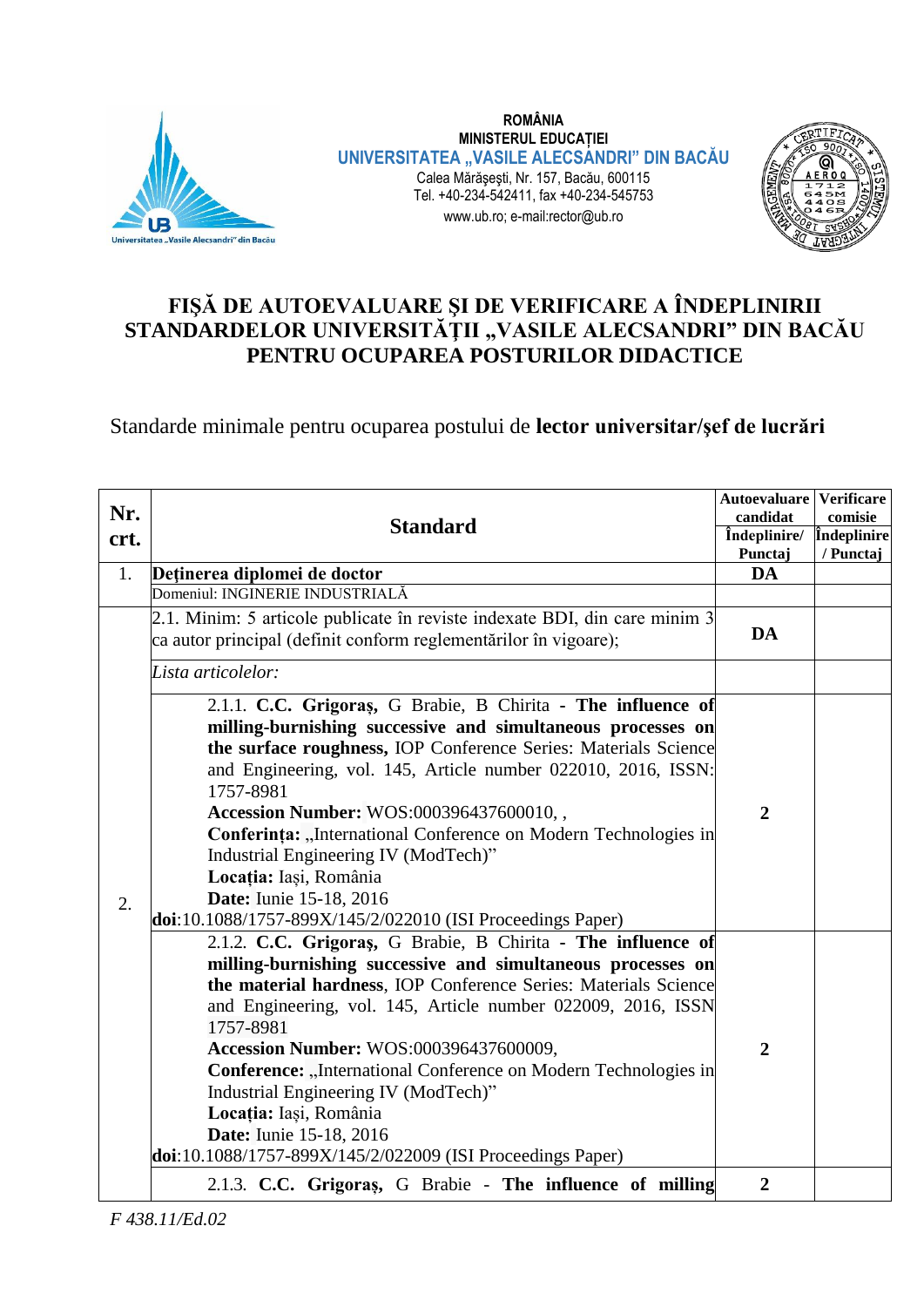ROMÂNIA
MINISTERUL EDUCAȚIEI
UNIVERSITATEA „VASILE ALECSANDRI" DIN BACĂU
Calea Mărăşeşti, Nr. 157, Bacău, 600115
Tel. +40-234-542411, fax +40-234-545753
www.ub.ro; e-mail:rector@ub.ro

# FIŞĂ DE AUTOEVALUARE ŞI DE VERIFICARE A ÎNDEPLINIRII STANDARDELOR UNIVERSITĂȚII „VASILE ALECSANDRI" DIN BACĂU PENTRU OCUPAREA POSTURILOR DIDACTICE

Standarde minimale pentru ocuparea postului de **lector universitar/şef de lucrări**

| Nr. crt. | Standard | Autoevaluare candidat Îndeplinire/ Punctaj | Verificare comisie Îndeplinire / Punctaj |
|---|---|---|---|
| 1. | **Deținerea diplomei de doctor** | **DA** | |
| | Domeniul: INGINERIE INDUSTRIALĂ | | |
| 2. | 2.1. Minim: 5 articole publicate în reviste indexate BDI, din care minim 3 ca autor principal (definit conform reglementărilor în vigoare); | **DA** | |
| | *Lista articolelor:* | | |
| | 2.1.1. **C.C. Grigoraş,** G Brabie, B Chirita - **The influence of milling-burnishing successive and simultaneous processes on the surface roughness,** IOP Conference Series: Materials Science and Engineering, vol. 145, Article number 022010, 2016, ISSN: 1757-8981<br>**Accession Number:** WOS:000396437600010, ,<br>**Conferința:** „International Conference on Modern Technologies in Industrial Engineering IV (ModTech)"<br>**Locația:** Iași, România<br>**Date:** Iunie 15-18, 2016<br>**doi**:10.1088/1757-899X/145/2/022010 (ISI Proceedings Paper) | **2** | |
| | 2.1.2. **C.C. Grigoraş,** G Brabie, B Chirita - **The influence of milling-burnishing successive and simultaneous processes on the material hardness**, IOP Conference Series: Materials Science and Engineering, vol. 145, Article number 022009, 2016, ISSN 1757-8981<br>**Accession Number:** WOS:000396437600009,<br>**Conference:** „International Conference on Modern Technologies in Industrial Engineering IV (ModTech)"<br>**Locația:** Iași, România<br>**Date:** Iunie 15-18, 2016<br>**doi**:10.1088/1757-899X/145/2/022009 (ISI Proceedings Paper) | **2** | |
| | 2.1.3. **C.C. Grigoraş,** G Brabie - **The influence of milling** | **2** | |

*F 438.11/Ed.02*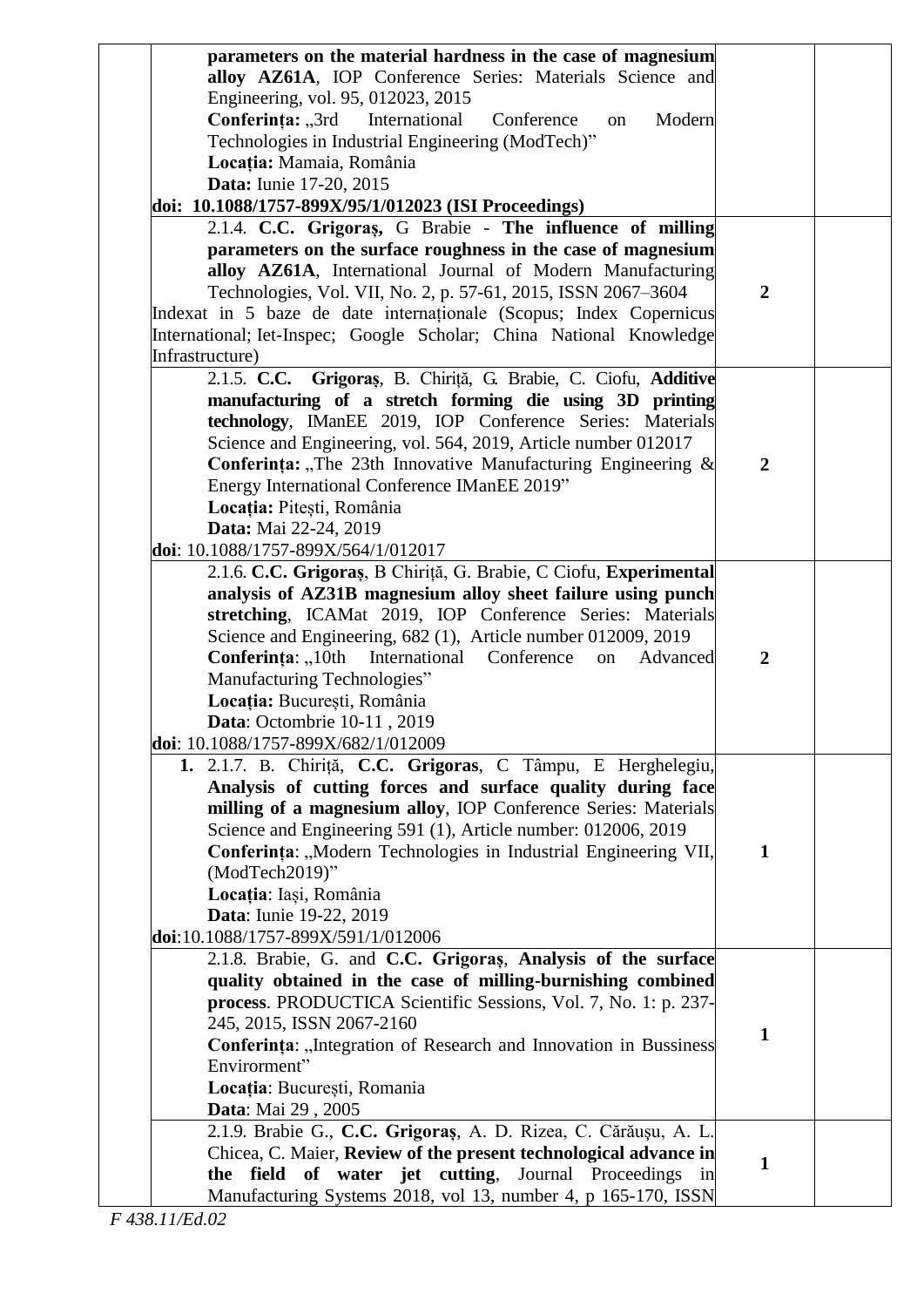| | | | |
|---|---|---|---|
| | **parameters on the material hardness in the case of magnesium alloy AZ61A**, IOP Conference Series: Materials Science and Engineering, vol. 95, 012023, 2015<br>**Conferința:** „3rd International Conference on Modern Technologies in Industrial Engineering (ModTech)”<br>**Locația:** Mamaia, România<br>**Data:** Iunie 17-20, 2015<br>**doi: 10.1088/1757-899X/95/1/012023 (ISI Proceedings)** | | |
| | 2.1.4. **C.C. Grigoraș,** G Brabie - **The influence of milling parameters on the surface roughness in the case of magnesium alloy AZ61A**, International Journal of Modern Manufacturing Technologies, Vol. VII, No. 2, p. 57-61, 2015, ISSN 2067–3604<br>Indexat in 5 baze de date internaționale (Scopus; Index Copernicus International; Iet-Inspec; Google Scholar; China National Knowledge Infrastructure) | **2** | |
| | 2.1.5. **C.C. Grigoraș**, B. Chiriță, G. Brabie, C. Ciofu, **Additive manufacturing of a stretch forming die using 3D printing technology**, IManEE 2019, IOP Conference Series: Materials Science and Engineering, vol. 564, 2019, Article number 012017<br>**Conferința:** „The 23th Innovative Manufacturing Engineering & Energy International Conference IManEE 2019”<br>**Locația:** Pitești, România<br>**Data:** Mai 22-24, 2019<br>**doi**: 10.1088/1757-899X/564/1/012017 | **2** | |
| | 2.1.6. **C.C. Grigoraș**, B Chiriță, G. Brabie, C Ciofu, **Experimental analysis of AZ31B magnesium alloy sheet failure using punch stretching**, ICAMat 2019, IOP Conference Series: Materials Science and Engineering, 682 (1), Article number 012009, 2019<br>**Conferința**: „10th International Conference on Advanced Manufacturing Technologies”<br>**Locația:** București, România<br>**Data**: Octombrie 10-11 , 2019<br>**doi**: 10.1088/1757-899X/682/1/012009 | **2** | |
| | **1.** 2.1.7. B. Chiriță, **C.C. Grigoras**, C Tâmpu, E Herghelegiu, **Analysis of cutting forces and surface quality during face milling of a magnesium alloy**, IOP Conference Series: Materials Science and Engineering 591 (1), Article number: 012006, 2019<br>**Conferința**: „Modern Technologies in Industrial Engineering VII, (ModTech2019)”<br>**Locația**: Iași, România<br>**Data**: Iunie 19-22, 2019<br>**doi**:10.1088/1757-899X/591/1/012006 | **1** | |
| | 2.1.8. Brabie, G. and **C.C. Grigoraș**, **Analysis of the surface quality obtained in the case of milling-burnishing combined process**. PRODUCTICA Scientific Sessions, Vol. 7, No. 1: p. 237-245, 2015, ISSN 2067-2160<br>**Conferința**: „Integration of Research and Innovation in Bussiness Envirorment”<br>**Locația**: București, Romania<br>**Data**: Mai 29 , 2005 | **1** | |
| | 2.1.9. Brabie G., **C.C. Grigoraș**, A. D. Rizea, C. Cărăușu, A. L. Chicea, C. Maier, **Review of the present technological advance in the field of water jet cutting**, Journal Proceedings in Manufacturing Systems 2018, vol 13, number 4, p 165-170, ISSN | **1** | |

*F 438.11/Ed.02*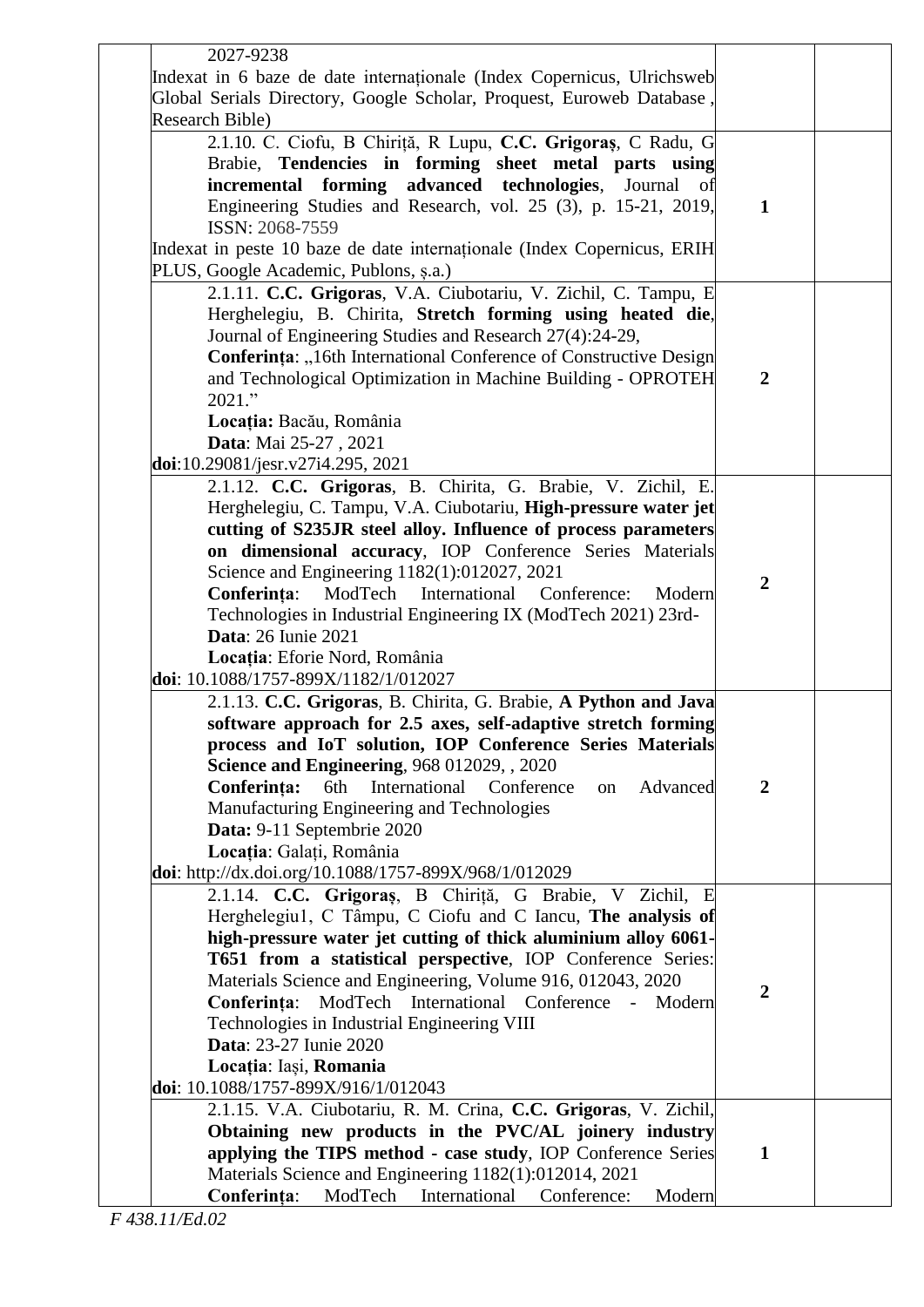| | | | |
|---|---|---|---|
| | 2027-9238<br>Indexat in 6 baze de date internaționale (Index Copernicus, Ulrichsweb Global Serials Directory, Google Scholar, Proquest, Euroweb Database , Research Bible) | | |
| | 2.1.10. C. Ciofu, B Chiriță, R Lupu, **C.C. Grigoraș**, C Radu, G Brabie, **Tendencies in forming sheet metal parts using incremental forming advanced technologies**, Journal of Engineering Studies and Research, vol. 25 (3), p. 15-21, 2019, ISSN: 2068-7559<br>Indexat in peste 10 baze de date internaționale (Index Copernicus, ERIH PLUS, Google Academic, Publons, ș.a.) | **1** | |
| | 2.1.11. **C.C. Grigoras**, V.A. Ciubotariu, V. Zichil, C. Tampu, E Herghelegiu, B. Chirita, **Stretch forming using heated die**, Journal of Engineering Studies and Research 27(4):24-29,<br>**Conferința**: „16th International Conference of Constructive Design and Technological Optimization in Machine Building - OPROTEH 2021."<br>**Locația:** Bacău, România<br>**Data**: Mai 25-27 , 2021<br>**doi**:10.29081/jesr.v27i4.295, 2021 | **2** | |
| | 2.1.12. **C.C. Grigoras**, B. Chirita, G. Brabie, V. Zichil, E. Herghelegiu, C. Tampu, V.A. Ciubotariu, **High-pressure water jet cutting of S235JR steel alloy. Influence of process parameters on dimensional accuracy**, IOP Conference Series Materials Science and Engineering 1182(1):012027, 2021<br>**Conferința**: ModTech International Conference: Modern Technologies in Industrial Engineering IX (ModTech 2021) 23rd-<br>**Data**: 26 Iunie 2021<br>**Locația**: Eforie Nord, România<br>**doi**: 10.1088/1757-899X/1182/1/012027 | **2** | |
| | 2.1.13. **C.C. Grigoras**, B. Chirita, G. Brabie, **A Python and Java software approach for 2.5 axes, self-adaptive stretch forming process and IoT solution, IOP Conference Series Materials Science and Engineering**, 968 012029, , 2020<br>**Conferința:** 6th International Conference on Advanced Manufacturing Engineering and Technologies<br>**Data:** 9-11 Septembrie 2020<br>**Locația**: Galați, România<br>**doi**: http://dx.doi.org/10.1088/1757-899X/968/1/012029 | **2** | |
| | 2.1.14. **C.C. Grigoraș**, B Chiriță, G Brabie, V Zichil, E Herghelegiu1, C Tâmpu, C Ciofu and C Iancu, **The analysis of high-pressure water jet cutting of thick aluminium alloy 6061-T651 from a statistical perspective**, IOP Conference Series: Materials Science and Engineering, Volume 916, 012043, 2020<br>**Conferința**: ModTech International Conference - Modern Technologies in Industrial Engineering VIII<br>**Data**: 23-27 Iunie 2020<br>**Locația**: Iași, **Romania**<br>**doi**: 10.1088/1757-899X/916/1/012043 | **2** | |
| | 2.1.15. V.A. Ciubotariu, R. M. Crina, **C.C. Grigoras**, V. Zichil, **Obtaining new products in the PVC/AL joinery industry applying the TIPS method - case study**, IOP Conference Series Materials Science and Engineering 1182(1):012014, 2021<br>**Conferința**: ModTech International Conference: Modern | **1** | |

*F 438.11/Ed.02*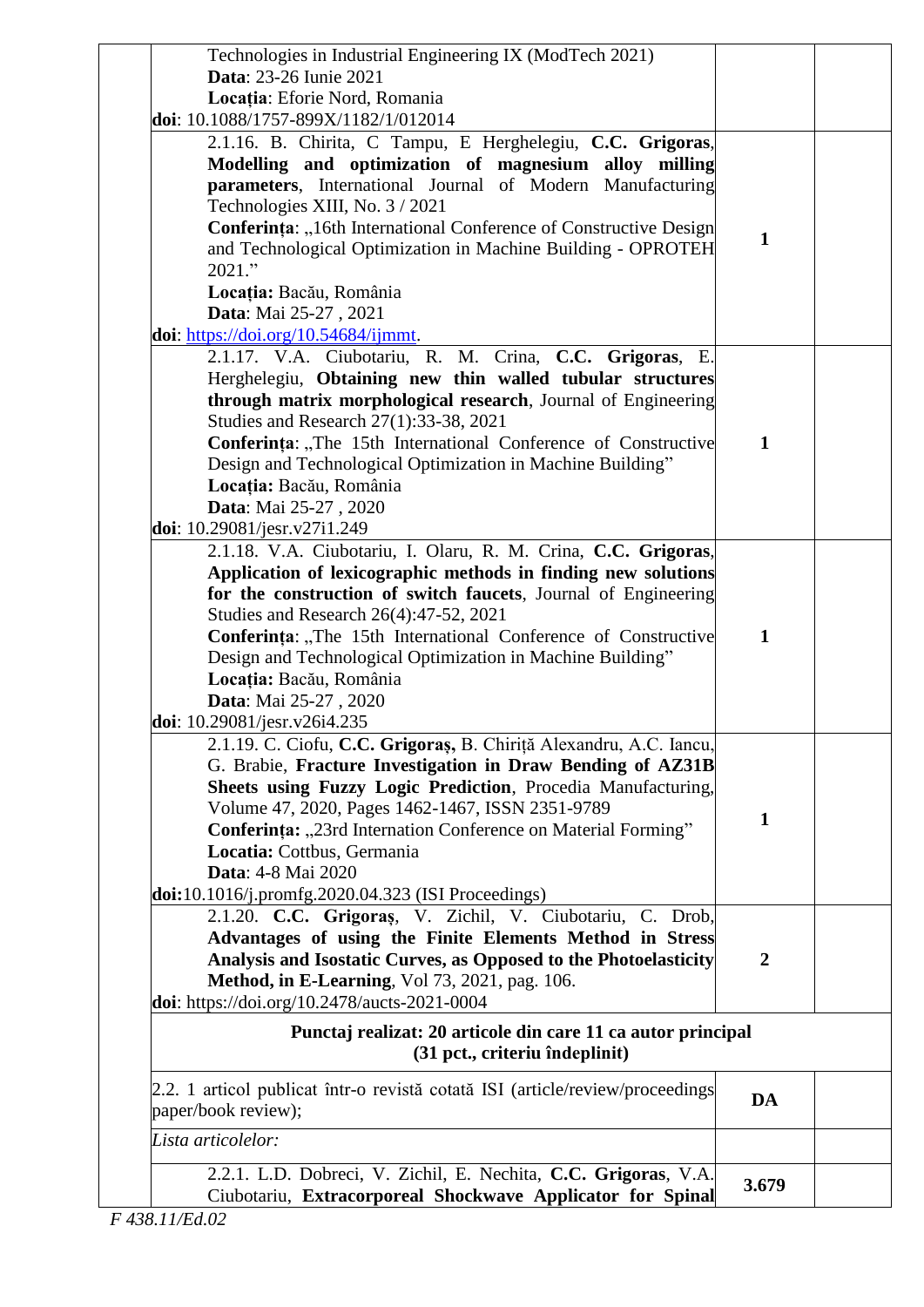| | | | |
|---|---|---|---|
| | Technologies in Industrial Engineering IX (ModTech 2021)<br>**Data**: 23-26 Iunie 2021<br>**Locația**: Eforie Nord, Romania<br>**doi**: 10.1088/1757-899X/1182/1/012014 | | |
| | 2.1.16. B. Chirita, C Tampu, E Herghelegiu, **C.C. Grigoras**, **Modelling and optimization of magnesium alloy milling parameters**, International Journal of Modern Manufacturing Technologies XIII, No. 3 / 2021<br>**Conferința**: „16th International Conference of Constructive Design and Technological Optimization in Machine Building - OPROTEH 2021."<br>**Locația:** Bacău, România<br>**Data**: Mai 25-27 , 2021<br>**doi**: https://doi.org/10.54684/ijmmt. | **1** | |
| | 2.1.17. V.A. Ciubotariu, R. M. Crina, **C.C. Grigoras**, E. Herghelegiu, **Obtaining new thin walled tubular structures through matrix morphological research**, Journal of Engineering Studies and Research 27(1):33-38, 2021<br>**Conferința**: „The 15th International Conference of Constructive Design and Technological Optimization in Machine Building"<br>**Locația:** Bacău, România<br>**Data**: Mai 25-27 , 2020<br>**doi**: 10.29081/jesr.v27i1.249 | **1** | |
| | 2.1.18. V.A. Ciubotariu, I. Olaru, R. M. Crina, **C.C. Grigoras**, **Application of lexicographic methods in finding new solutions for the construction of switch faucets**, Journal of Engineering Studies and Research 26(4):47-52, 2021<br>**Conferința**: „The 15th International Conference of Constructive Design and Technological Optimization in Machine Building"<br>**Locația:** Bacău, România<br>**Data**: Mai 25-27 , 2020<br>**doi**: 10.29081/jesr.v26i4.235 | **1** | |
| | 2.1.19. C. Ciofu, **C.C. Grigoraș,** B. Chiriță Alexandru, A.C. Iancu, G. Brabie, **Fracture Investigation in Draw Bending of AZ31B Sheets using Fuzzy Logic Prediction**, Procedia Manufacturing, Volume 47, 2020, Pages 1462-1467, ISSN 2351-9789<br>**Conferința:** „23rd Internation Conference on Material Forming"<br>**Locatia:** Cottbus, Germania<br>**Data**: 4-8 Mai 2020<br>**doi:**10.1016/j.promfg.2020.04.323 (ISI Proceedings) | **1** | |
| | 2.1.20. **C.C. Grigoraș**, V. Zichil, V. Ciubotariu, C. Drob, **Advantages of using the Finite Elements Method in Stress Analysis and Isostatic Curves, as Opposed to the Photoelasticity Method, in E-Learning**, Vol 73, 2021, pag. 106.<br>**doi**: https://doi.org/10.2478/aucts-2021-0004 | **2** | |
| | **Punctaj realizat: 20 articole din care 11 ca autor principal (31 pct., criteriu îndeplinit)** | | |
| | 2.2. 1 articol publicat într-o revistă cotată ISI (article/review/proceedings paper/book review); | **DA** | |
| | *Lista articolelor:* | | |
| | 2.2.1. L.D. Dobreci, V. Zichil, E. Nechita, **C.C. Grigoras**, V.A. Ciubotariu, **Extracorporeal Shockwave Applicator for Spinal** | **3.679** | |

*F 438.11/Ed.02*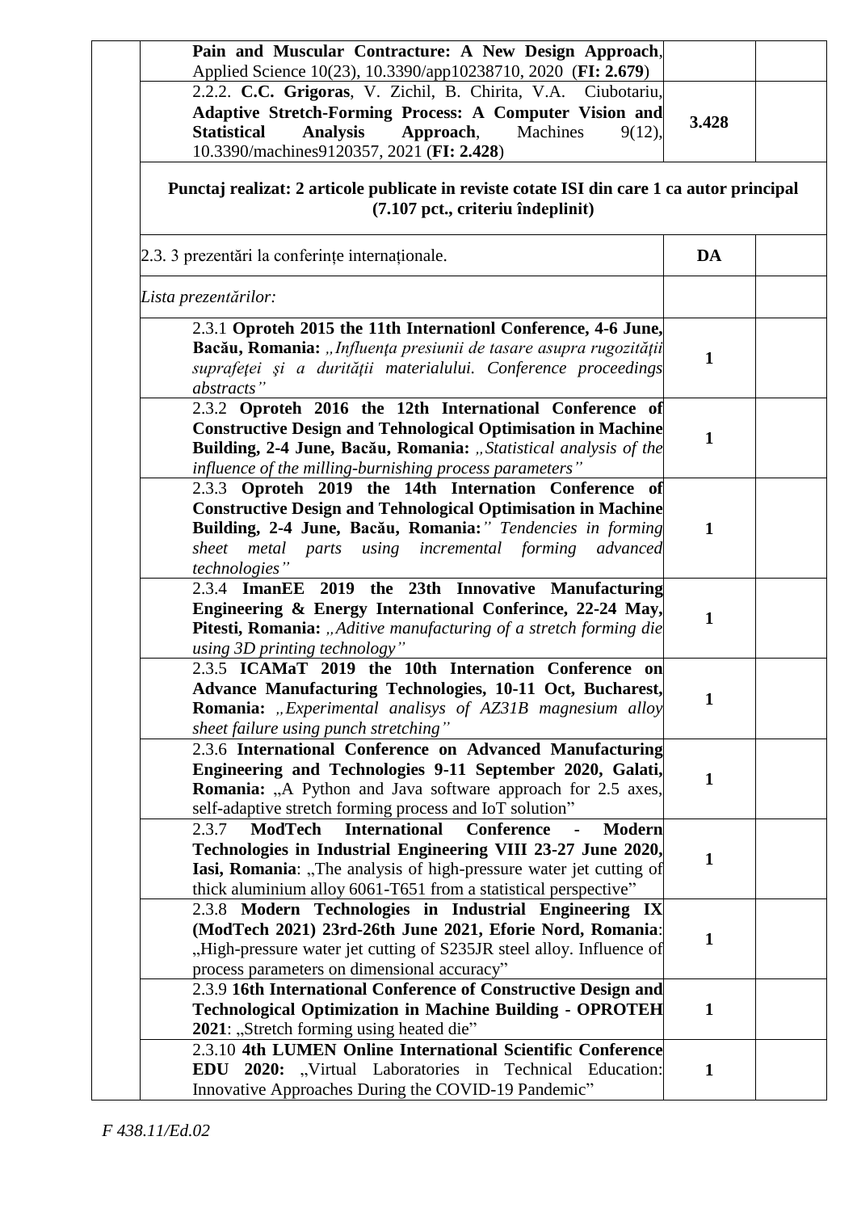|  |  |  |  |
|---|---|---|---|
|  | **Pain and Muscular Contracture: A New Design Approach**, Applied Science 10(23), 10.3390/app10238710, 2020 (**FI: 2.679**) |  |  |
|  | 2.2.2. **C.C. Grigoras**, V. Zichil, B. Chirita, V.A. Ciubotariu, **Adaptive Stretch-Forming Process: A Computer Vision and Statistical Analysis Approach**, Machines 9(12), 10.3390/machines9120357, 2021 (**FI: 2.428**) | **3.428** |  |
|  | **Punctaj realizat: 2 articole publicate in reviste cotate ISI din care 1 ca autor principal (7.107 pct., criteriu îndeplinit)** |  |  |
|  | 2.3. 3 prezentări la conferințe internaționale. | **DA** |  |
|  | *Lista prezentărilor:* |  |  |
|  | 2.3.1 **Oproteh 2015 the 11th Internationl Conference, 4-6 June, Bacău, Romania:** *„Influenţa presiunii de tasare asupra rugozităţii suprafeţei şi a durităţii materialului. Conference proceedings abstracts"* | **1** |  |
|  | 2.3.2 **Oproteh 2016 the 12th International Conference of Constructive Design and Tehnological Optimisation in Machine Building, 2-4 June, Bacău, Romania:** *„Statistical analysis of the influence of the milling-burnishing process parameters"* | **1** |  |
|  | 2.3.3 **Oproteh 2019 the 14th Internation Conference of Constructive Design and Tehnological Optimisation in Machine Building, 2-4 June, Bacău, Romania:** *" Tendencies in forming sheet metal parts using incremental forming advanced technologies"* | **1** |  |
|  | 2.3.4 **ImanEE 2019 the 23th Innovative Manufacturing Engineering & Energy International Conferince, 22-24 May, Pitesti, Romania:** *„Aditive manufacturing of a stretch forming die using 3D printing technology"* | **1** |  |
|  | 2.3.5 **ICAMaT 2019 the 10th Internation Conference on Advance Manufacturing Technologies, 10-11 Oct, Bucharest, Romania:** *„Experimental analisys of AZ31B magnesium alloy sheet failure using punch stretching"* | **1** |  |
|  | 2.3.6 **International Conference on Advanced Manufacturing Engineering and Technologies 9-11 September 2020, Galati, Romania:** „A Python and Java software approach for 2.5 axes, self-adaptive stretch forming process and IoT solution" | **1** |  |
|  | 2.3.7 **ModTech International Conference - Modern Technologies in Industrial Engineering VIII 23-27 June 2020, Iasi, Romania**: „The analysis of high-pressure water jet cutting of thick aluminium alloy 6061-T651 from a statistical perspective" | **1** |  |
|  | 2.3.8 **Modern Technologies in Industrial Engineering IX (ModTech 2021) 23rd-26th June 2021, Eforie Nord, Romania**: „High-pressure water jet cutting of S235JR steel alloy. Influence of process parameters on dimensional accuracy" | **1** |  |
|  | 2.3.9 **16th International Conference of Constructive Design and Technological Optimization in Machine Building - OPROTEH 2021**: „Stretch forming using heated die" | **1** |  |
|  | 2.3.10 **4th LUMEN Online International Scientific Conference EDU 2020:** „Virtual Laboratories in Technical Education: Innovative Approaches During the COVID-19 Pandemic" | **1** |  |

*F 438.11/Ed.02*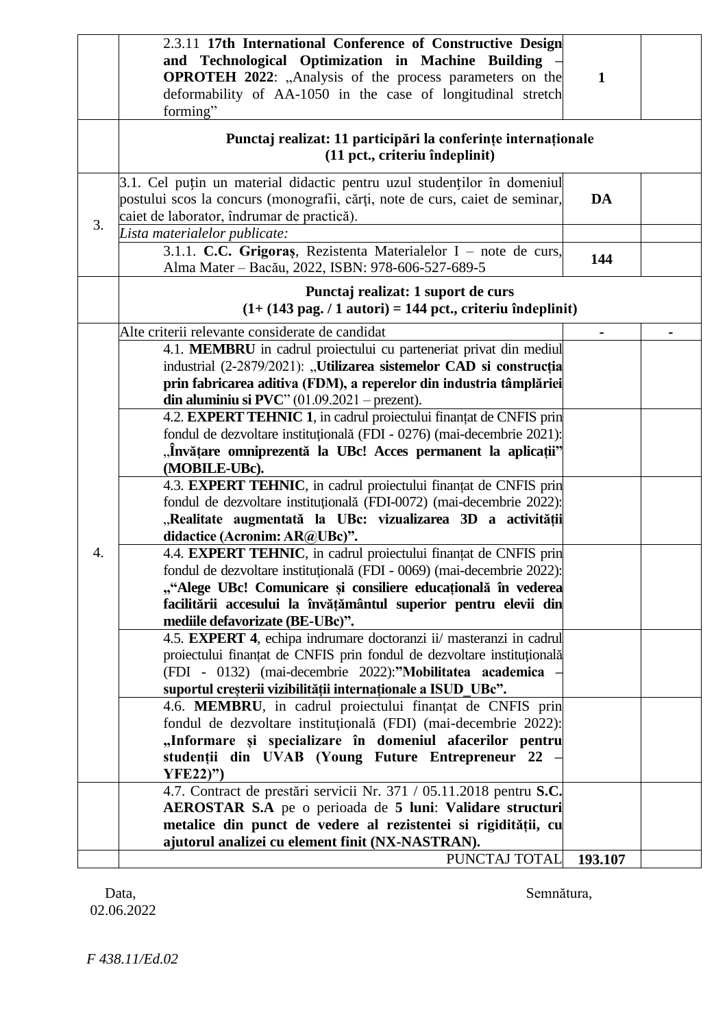| | | | |
|---|---|---|---|
| | 2.3.11 **17th International Conference of Constructive Design and Technological Optimization in Machine Building – OPROTEH 2022**: „Analysis of the process parameters on the deformability of AA-1050 in the case of longitudinal stretch forming" | **1** | |
| | **Punctaj realizat: 11 participări la conferințe internaționale (11 pct., criteriu îndeplinit)** | | |
| 3. | 3.1. Cel puțin un material didactic pentru uzul studenților în domeniul postului scos la concurs (monografii, cărți, note de curs, caiet de seminar, caiet de laborator, îndrumar de practică). | **DA** | |
| | *Lista materialelor publicate:* | | |
| | 3.1.1. **C.C. Grigoraș**, Rezistenta Materialelor I – note de curs, Alma Mater – Bacău, 2022, ISBN: 978-606-527-689-5 | **144** | |
| | **Punctaj realizat: 1 suport de curs (1+ (143 pag. / 1 autori) = 144 pct., criteriu îndeplinit)** | | |
| 4. | Alte criterii relevante considerate de candidat | **-** | **-** |
| | 4.1. **MEMBRU** in cadrul proiectului cu parteneriat privat din mediul industrial (2-2879/2021): „**Utilizarea sistemelor CAD si construcția prin fabricarea aditiva (FDM), a reperelor din industria tâmplăriei din aluminiu si PVC**" (01.09.2021 – prezent). | | |
| | 4.2. **EXPERT TEHNIC 1**, in cadrul proiectului finanțat de CNFIS prin fondul de dezvoltare instituțională (FDI - 0276) (mai-decembrie 2021): „**Învățare omniprezentă la UBc! Acces permanent la aplicații" (MOBILE-UBc).** | | |
| | 4.3. **EXPERT TEHNIC**, in cadrul proiectului finanțat de CNFIS prin fondul de dezvoltare instituțională (FDI-0072) (mai-decembrie 2022): „**Realitate augmentată la UBc: vizualizarea 3D a activității didactice (Acronim: AR@UBc)".** | | |
| | 4.4. **EXPERT TEHNIC**, in cadrul proiectului finanțat de CNFIS prin fondul de dezvoltare instituțională (FDI - 0069) (mai-decembrie 2022): **„"Alege UBc! Comunicare și consiliere educațională în vederea facilitării accesului la învățământul superior pentru elevii din mediile defavorizate (BE-UBc)".** | | |
| | 4.5. **EXPERT 4**, echipa indrumare doctoranzi ii/ masteranzi in cadrul proiectului finanțat de CNFIS prin fondul de dezvoltare instituțională (FDI - 0132) (mai-decembrie 2022):**"Mobilitatea academica – suportul creșterii vizibilității internaționale a ISUD_UBc".** | | |
| | 4.6. **MEMBRU**, in cadrul proiectului finanțat de CNFIS prin fondul de dezvoltare instituțională (FDI) (mai-decembrie 2022): **„Informare și specializare în domeniul afacerilor pentru studenții din UVAB (Young Future Entrepreneur 22 – YFE22)")** | | |
| | 4.7. Contract de prestări servicii Nr. 371 / 05.11.2018 pentru **S.C. AEROSTAR S.A** pe o perioada de **5 luni**: **Validare structuri metalice din punct de vedere al rezistentei si rigidității, cu ajutorul analizei cu element finit (NX-NASTRAN).** | | |
| | PUNCTAJ TOTAL | **193.107** | |

Data,
02.06.2022

Semnătura,

*F 438.11/Ed.02*